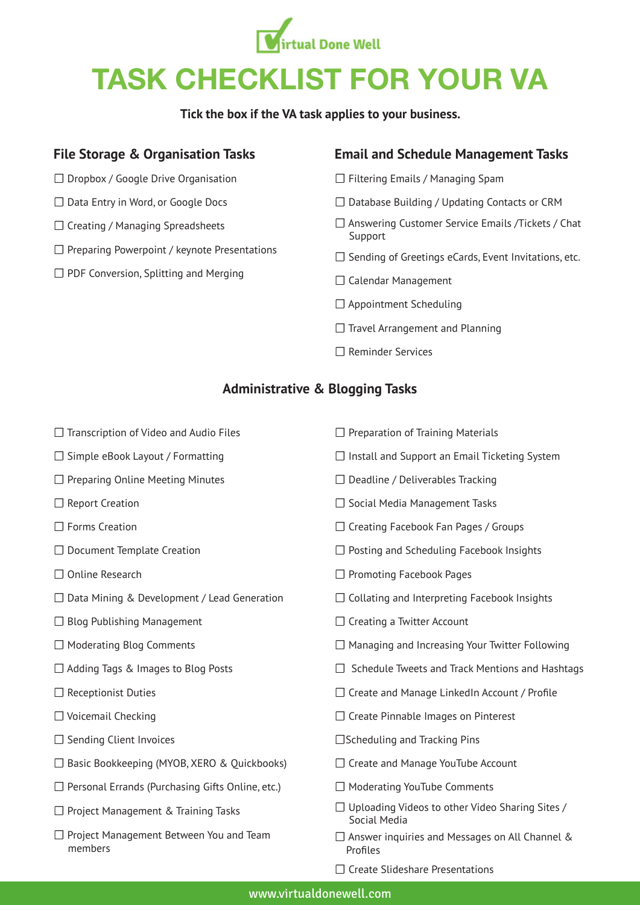Virtual Done Well

# TASK CHECKLIST FOR YOUR VA

**Tick the box if the VA task applies to your business.**

## File Storage & Organisation Tasks

- ☐ Dropbox / Google Drive Organisation
- ☐ Data Entry in Word, or Google Docs
- ☐ Creating / Managing Spreadsheets
- ☐ Preparing Powerpoint / keynote Presentations
- ☐ PDF Conversion, Splitting and Merging

## Email and Schedule Management Tasks

- ☐ Filtering Emails / Managing Spam
- ☐ Database Building / Updating Contacts or CRM
- ☐ Answering Customer Service Emails /Tickets / Chat Support
- ☐ Sending of Greetings eCards, Event Invitations, etc.
- ☐ Calendar Management
- ☐ Appointment Scheduling
- ☐ Travel Arrangement and Planning
- ☐ Reminder Services

## Administrative & Blogging Tasks

- ☐ Transcription of Video and Audio Files
- ☐ Simple eBook Layout / Formatting
- ☐ Preparing Online Meeting Minutes
- ☐ Report Creation
- ☐ Forms Creation
- ☐ Document Template Creation
- ☐ Online Research
- ☐ Data Mining & Development / Lead Generation
- ☐ Blog Publishing Management
- ☐ Moderating Blog Comments
- ☐ Adding Tags & Images to Blog Posts
- ☐ Receptionist Duties
- ☐ Voicemail Checking
- ☐ Sending Client Invoices
- ☐ Basic Bookkeeping (MYOB, XERO & Quickbooks)
- ☐ Personal Errands (Purchasing Gifts Online, etc.)
- ☐ Project Management & Training Tasks
- ☐ Project Management Between You and Team members
- ☐ Preparation of Training Materials
- ☐ Install and Support an Email Ticketing System
- ☐ Deadline / Deliverables Tracking
- ☐ Social Media Management Tasks
- ☐ Creating Facebook Fan Pages / Groups
- ☐ Posting and Scheduling Facebook Insights
- ☐ Promoting Facebook Pages
- ☐ Collating and Interpreting Facebook Insights
- ☐ Creating a Twitter Account
- ☐ Managing and Increasing Your Twitter Following
- ☐ Schedule Tweets and Track Mentions and Hashtags
- ☐ Create and Manage LinkedIn Account / Profile
- ☐ Create Pinnable Images on Pinterest
- ☐ Scheduling and Tracking Pins
- ☐ Create and Manage YouTube Account
- ☐ Moderating YouTube Comments
- ☐ Uploading Videos to other Video Sharing Sites / Social Media
- ☐ Answer inquiries and Messages on All Channel & Profiles
- ☐ Create Slideshare Presentations

www.virtualdonewell.com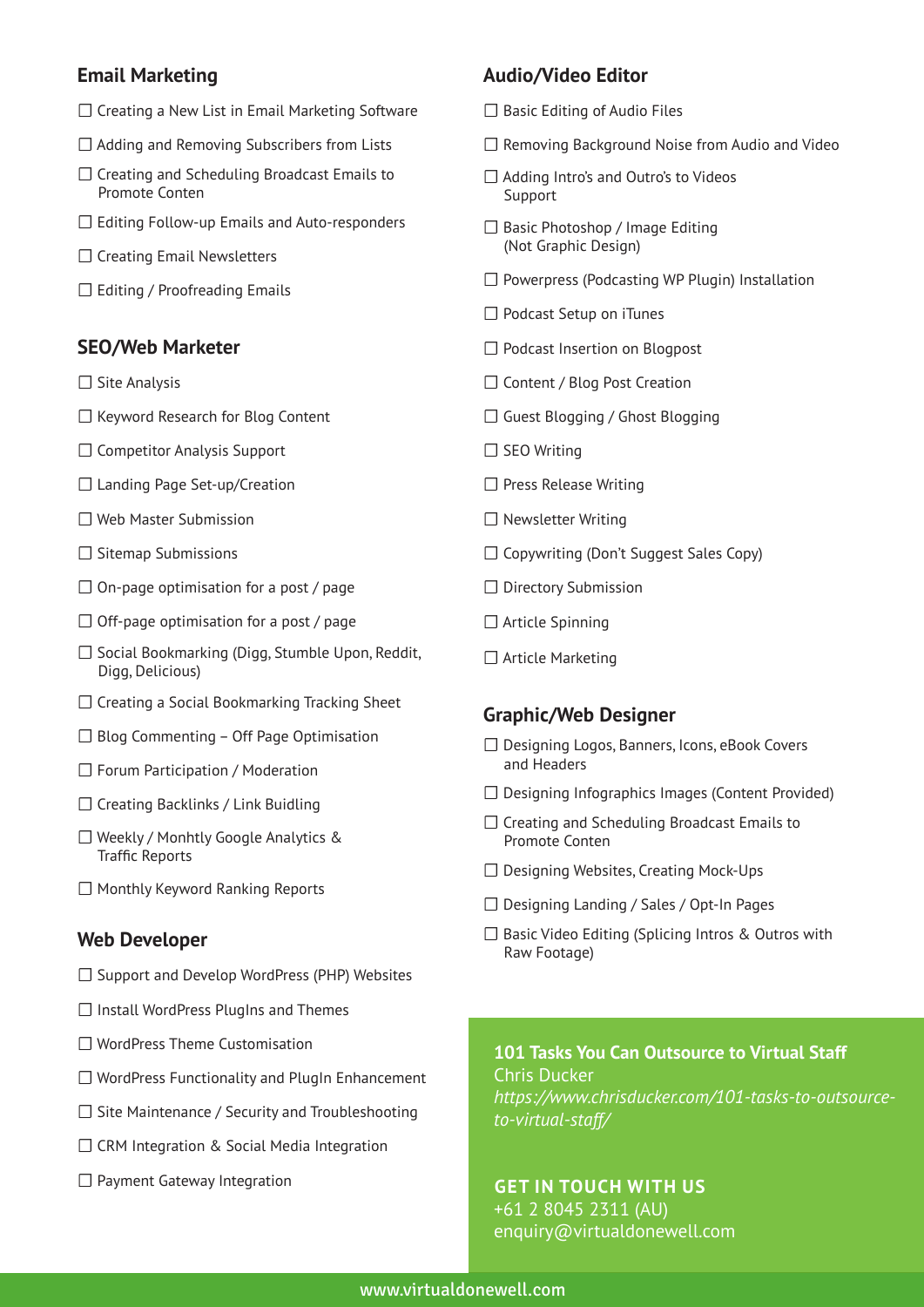## Email Marketing

- ☐ Creating a New List in Email Marketing Software
- ☐ Adding and Removing Subscribers from Lists
- ☐ Creating and Scheduling Broadcast Emails to Promote Conten
- ☐ Editing Follow-up Emails and Auto-responders
- ☐ Creating Email Newsletters
- ☐ Editing / Proofreading Emails

## SEO/Web Marketer

- ☐ Site Analysis
- ☐ Keyword Research for Blog Content
- ☐ Competitor Analysis Support
- ☐ Landing Page Set-up/Creation
- ☐ Web Master Submission
- ☐ Sitemap Submissions
- ☐ On-page optimisation for a post / page
- ☐ Off-page optimisation for a post / page
- ☐ Social Bookmarking (Digg, Stumble Upon, Reddit, Digg, Delicious)
- ☐ Creating a Social Bookmarking Tracking Sheet
- ☐ Blog Commenting – Off Page Optimisation
- ☐ Forum Participation / Moderation
- ☐ Creating Backlinks / Link Buidling
- ☐ Weekly / Monhtly Google Analytics & Traffic Reports
- ☐ Monthly Keyword Ranking Reports

## Web Developer

- ☐ Support and Develop WordPress (PHP) Websites
- ☐ Install WordPress PlugIns and Themes
- ☐ WordPress Theme Customisation
- ☐ WordPress Functionality and PlugIn Enhancement
- ☐ Site Maintenance / Security and Troubleshooting
- ☐ CRM Integration & Social Media Integration
- ☐ Payment Gateway Integration

## Audio/Video Editor

- ☐ Basic Editing of Audio Files
- ☐ Removing Background Noise from Audio and Video
- ☐ Adding Intro's and Outro's to Videos Support
- ☐ Basic Photoshop / Image Editing (Not Graphic Design)
- ☐ Powerpress (Podcasting WP Plugin) Installation
- ☐ Podcast Setup on iTunes
- ☐ Podcast Insertion on Blogpost
- ☐ Content / Blog Post Creation
- ☐ Guest Blogging / Ghost Blogging
- ☐ SEO Writing
- ☐ Press Release Writing
- ☐ Newsletter Writing
- ☐ Copywriting (Don't Suggest Sales Copy)
- ☐ Directory Submission
- ☐ Article Spinning
- ☐ Article Marketing

## Graphic/Web Designer

- ☐ Designing Logos, Banners, Icons, eBook Covers and Headers
- ☐ Designing Infographics Images (Content Provided)
- ☐ Creating and Scheduling Broadcast Emails to Promote Conten
- ☐ Designing Websites, Creating Mock-Ups
- ☐ Designing Landing / Sales / Opt-In Pages
- ☐ Basic Video Editing (Splicing Intros & Outros with Raw Footage)

**101 Tasks You Can Outsource to Virtual Staff**
Chris Ducker
*https://www.chrisducker.com/101-tasks-to-outsource-to-virtual-staff/*

**GET IN TOUCH WITH US**
+61 2 8045 2311 (AU)
enquiry@virtualdonewell.com

www.virtualdonewell.com